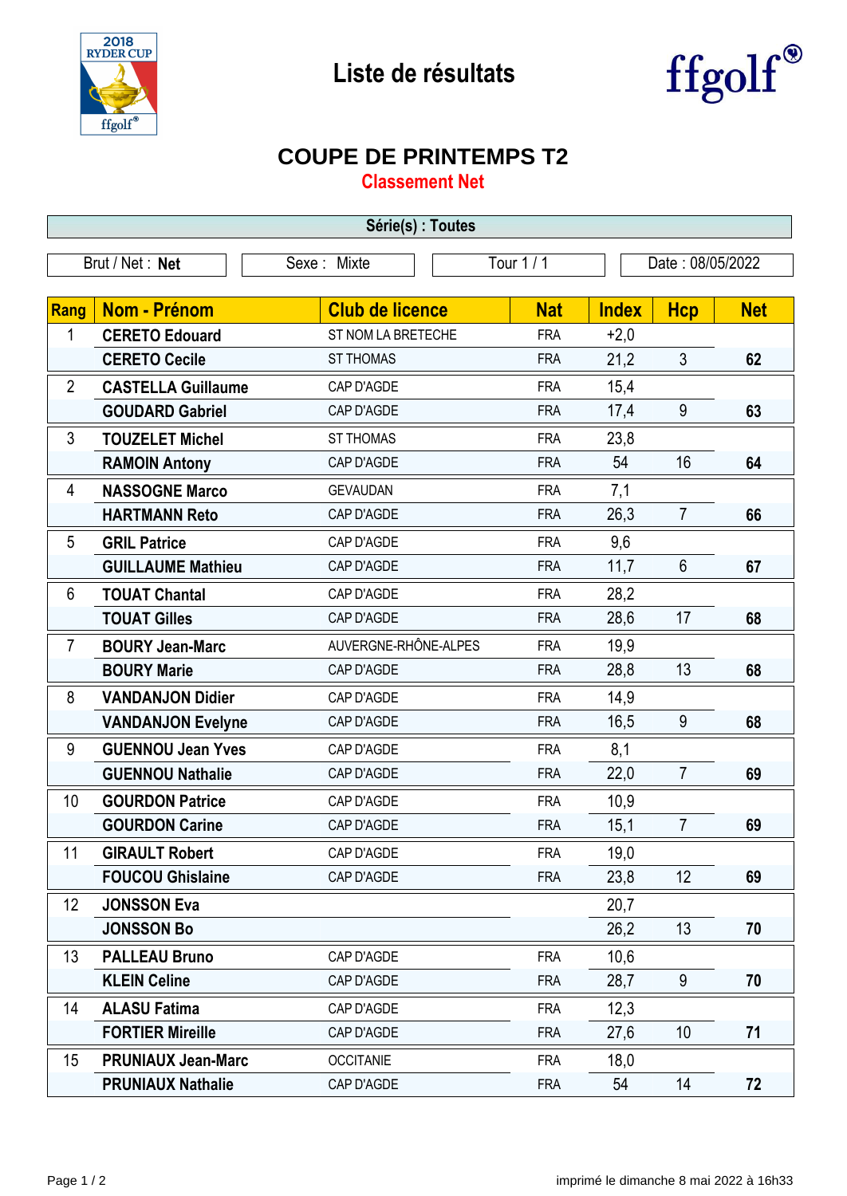# Liste de résultats

ffgolf

## COUPE DE PRINTEMPS T2

### Classement Net

**Série(s) : Toutes**

| Brut / Net : **Net** | Sexe : Mixte | Tour 1 / 1 | Date : 08/05/2022 |
|---|---|---|---|

| Rang | Nom - Prénom | Club de licence | Nat | Index | Hcp | Net |
|---|---|---|---|---|---|---|
| 1 | **CERETO Edouard** | ST NOM LA BRETECHE | FRA | +2,0 | | |
| | **CERETO Cecile** | ST THOMAS | FRA | 21,2 | 3 | **62** |
| 2 | **CASTELLA Guillaume** | CAP D'AGDE | FRA | 15,4 | | |
| | **GOUDARD Gabriel** | CAP D'AGDE | FRA | 17,4 | 9 | **63** |
| 3 | **TOUZELET Michel** | ST THOMAS | FRA | 23,8 | | |
| | **RAMOIN Antony** | CAP D'AGDE | FRA | 54 | 16 | **64** |
| 4 | **NASSOGNE Marco** | GEVAUDAN | FRA | 7,1 | | |
| | **HARTMANN Reto** | CAP D'AGDE | FRA | 26,3 | 7 | **66** |
| 5 | **GRIL Patrice** | CAP D'AGDE | FRA | 9,6 | | |
| | **GUILLAUME Mathieu** | CAP D'AGDE | FRA | 11,7 | 6 | **67** |
| 6 | **TOUAT Chantal** | CAP D'AGDE | FRA | 28,2 | | |
| | **TOUAT Gilles** | CAP D'AGDE | FRA | 28,6 | 17 | **68** |
| 7 | **BOURY Jean-Marc** | AUVERGNE-RHÔNE-ALPES | FRA | 19,9 | | |
| | **BOURY Marie** | CAP D'AGDE | FRA | 28,8 | 13 | **68** |
| 8 | **VANDANJON Didier** | CAP D'AGDE | FRA | 14,9 | | |
| | **VANDANJON Evelyne** | CAP D'AGDE | FRA | 16,5 | 9 | **68** |
| 9 | **GUENNOU Jean Yves** | CAP D'AGDE | FRA | 8,1 | | |
| | **GUENNOU Nathalie** | CAP D'AGDE | FRA | 22,0 | 7 | **69** |
| 10 | **GOURDON Patrice** | CAP D'AGDE | FRA | 10,9 | | |
| | **GOURDON Carine** | CAP D'AGDE | FRA | 15,1 | 7 | **69** |
| 11 | **GIRAULT Robert** | CAP D'AGDE | FRA | 19,0 | | |
| | **FOUCOU Ghislaine** | CAP D'AGDE | FRA | 23,8 | 12 | **69** |
| 12 | **JONSSON Eva** | | | 20,7 | | |
| | **JONSSON Bo** | | | 26,2 | 13 | **70** |
| 13 | **PALLEAU Bruno** | CAP D'AGDE | FRA | 10,6 | | |
| | **KLEIN Celine** | CAP D'AGDE | FRA | 28,7 | 9 | **70** |
| 14 | **ALASU Fatima** | CAP D'AGDE | FRA | 12,3 | | |
| | **FORTIER Mireille** | CAP D'AGDE | FRA | 27,6 | 10 | **71** |
| 15 | **PRUNIAUX Jean-Marc** | OCCITANIE | FRA | 18,0 | | |
| | **PRUNIAUX Nathalie** | CAP D'AGDE | FRA | 54 | 14 | **72** |

imprimé le dimanche 8 mai 2022 à 16h33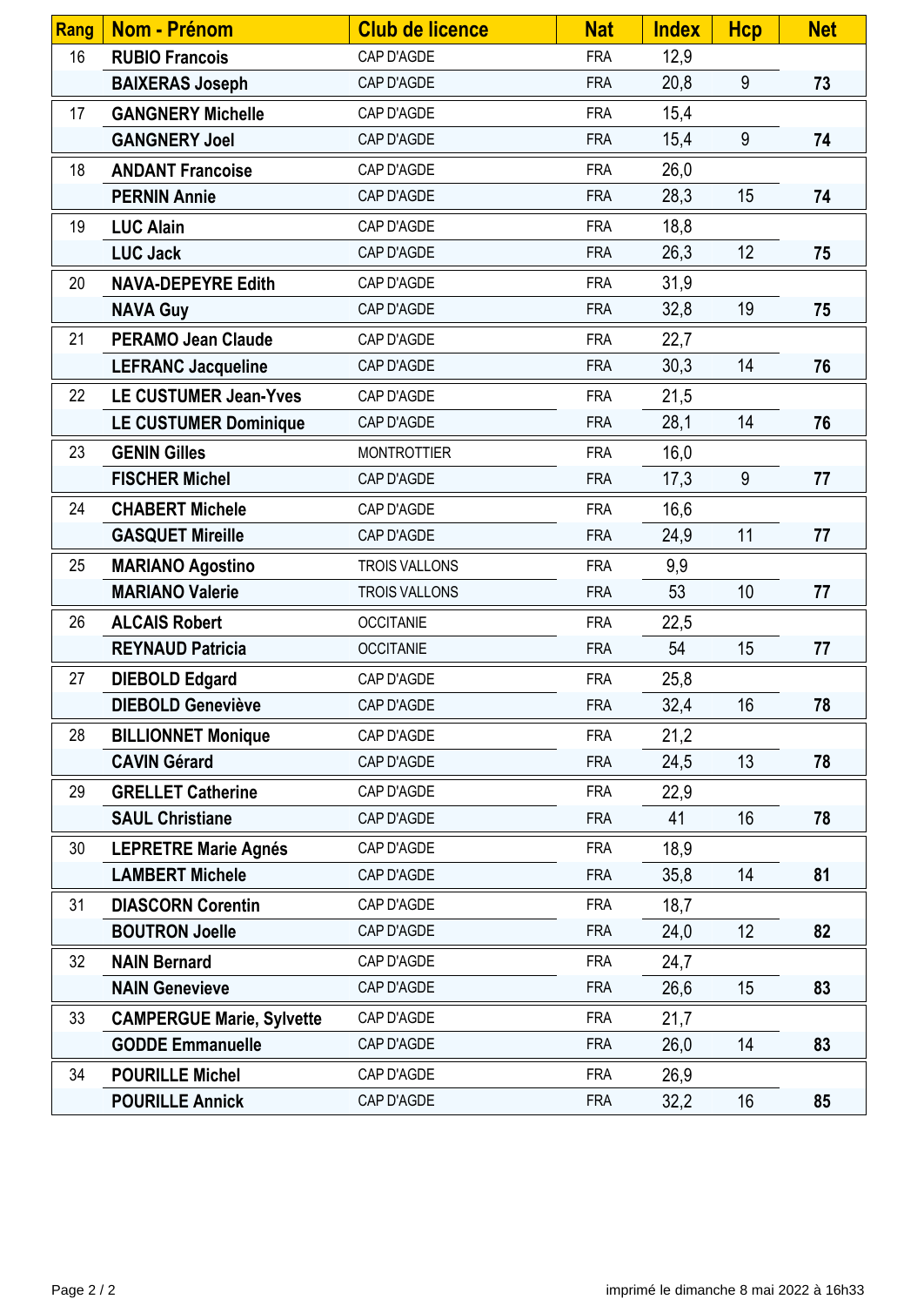| Rang | Nom - Prénom | Club de licence | Nat | Index | Hcp | Net |
|---|---|---|---|---|---|---|
| 16 | **RUBIO Francois** | CAP D'AGDE | FRA | 12,9 | | |
| | **BAIXERAS Joseph** | CAP D'AGDE | FRA | 20,8 | 9 | **73** |
| 17 | **GANGNERY Michelle** | CAP D'AGDE | FRA | 15,4 | | |
| | **GANGNERY Joel** | CAP D'AGDE | FRA | 15,4 | 9 | **74** |
| 18 | **ANDANT Francoise** | CAP D'AGDE | FRA | 26,0 | | |
| | **PERNIN Annie** | CAP D'AGDE | FRA | 28,3 | 15 | **74** |
| 19 | **LUC Alain** | CAP D'AGDE | FRA | 18,8 | | |
| | **LUC Jack** | CAP D'AGDE | FRA | 26,3 | 12 | **75** |
| 20 | **NAVA-DEPEYRE Edith** | CAP D'AGDE | FRA | 31,9 | | |
| | **NAVA Guy** | CAP D'AGDE | FRA | 32,8 | 19 | **75** |
| 21 | **PERAMO Jean Claude** | CAP D'AGDE | FRA | 22,7 | | |
| | **LEFRANC Jacqueline** | CAP D'AGDE | FRA | 30,3 | 14 | **76** |
| 22 | **LE CUSTUMER Jean-Yves** | CAP D'AGDE | FRA | 21,5 | | |
| | **LE CUSTUMER Dominique** | CAP D'AGDE | FRA | 28,1 | 14 | **76** |
| 23 | **GENIN Gilles** | MONTROTTIER | FRA | 16,0 | | |
| | **FISCHER Michel** | CAP D'AGDE | FRA | 17,3 | 9 | **77** |
| 24 | **CHABERT Michele** | CAP D'AGDE | FRA | 16,6 | | |
| | **GASQUET Mireille** | CAP D'AGDE | FRA | 24,9 | 11 | **77** |
| 25 | **MARIANO Agostino** | TROIS VALLONS | FRA | 9,9 | | |
| | **MARIANO Valerie** | TROIS VALLONS | FRA | 53 | 10 | **77** |
| 26 | **ALCAIS Robert** | OCCITANIE | FRA | 22,5 | | |
| | **REYNAUD Patricia** | OCCITANIE | FRA | 54 | 15 | **77** |
| 27 | **DIEBOLD Edgard** | CAP D'AGDE | FRA | 25,8 | | |
| | **DIEBOLD Geneviève** | CAP D'AGDE | FRA | 32,4 | 16 | **78** |
| 28 | **BILLIONNET Monique** | CAP D'AGDE | FRA | 21,2 | | |
| | **CAVIN Gérard** | CAP D'AGDE | FRA | 24,5 | 13 | **78** |
| 29 | **GRELLET Catherine** | CAP D'AGDE | FRA | 22,9 | | |
| | **SAUL Christiane** | CAP D'AGDE | FRA | 41 | 16 | **78** |
| 30 | **LEPRETRE Marie Agnés** | CAP D'AGDE | FRA | 18,9 | | |
| | **LAMBERT Michele** | CAP D'AGDE | FRA | 35,8 | 14 | **81** |
| 31 | **DIASCORN Corentin** | CAP D'AGDE | FRA | 18,7 | | |
| | **BOUTRON Joelle** | CAP D'AGDE | FRA | 24,0 | 12 | **82** |
| 32 | **NAIN Bernard** | CAP D'AGDE | FRA | 24,7 | | |
| | **NAIN Genevieve** | CAP D'AGDE | FRA | 26,6 | 15 | **83** |
| 33 | **CAMPERGUE Marie, Sylvette** | CAP D'AGDE | FRA | 21,7 | | |
| | **GODDE Emmanuelle** | CAP D'AGDE | FRA | 26,0 | 14 | **83** |
| 34 | **POURILLE Michel** | CAP D'AGDE | FRA | 26,9 | | |
| | **POURILLE Annick** | CAP D'AGDE | FRA | 32,2 | 16 | **85** |

imprimé le dimanche 8 mai 2022 à 16h33